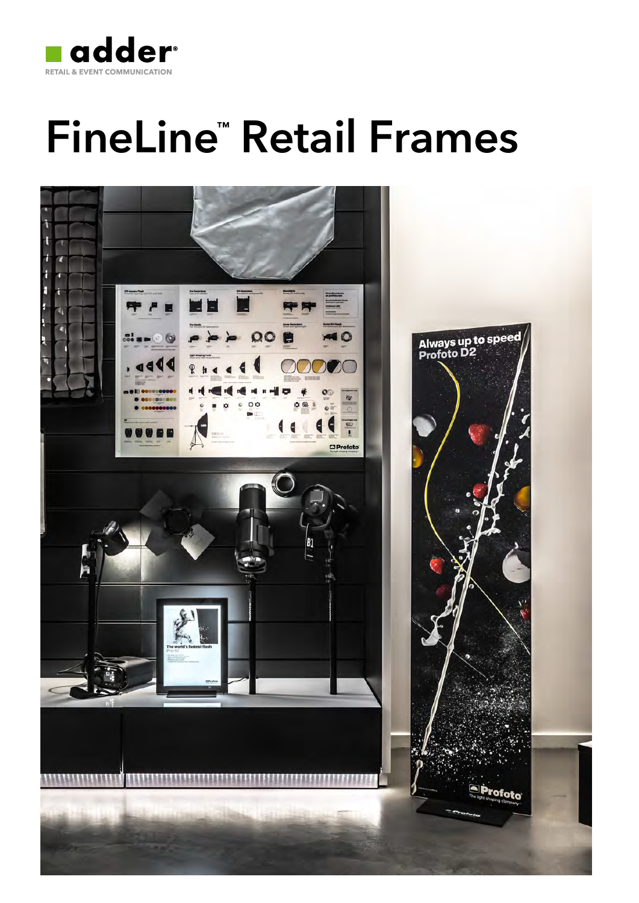adder®

RETAIL & EVENT COMMUNICATION

# FineLine™ Retail Frames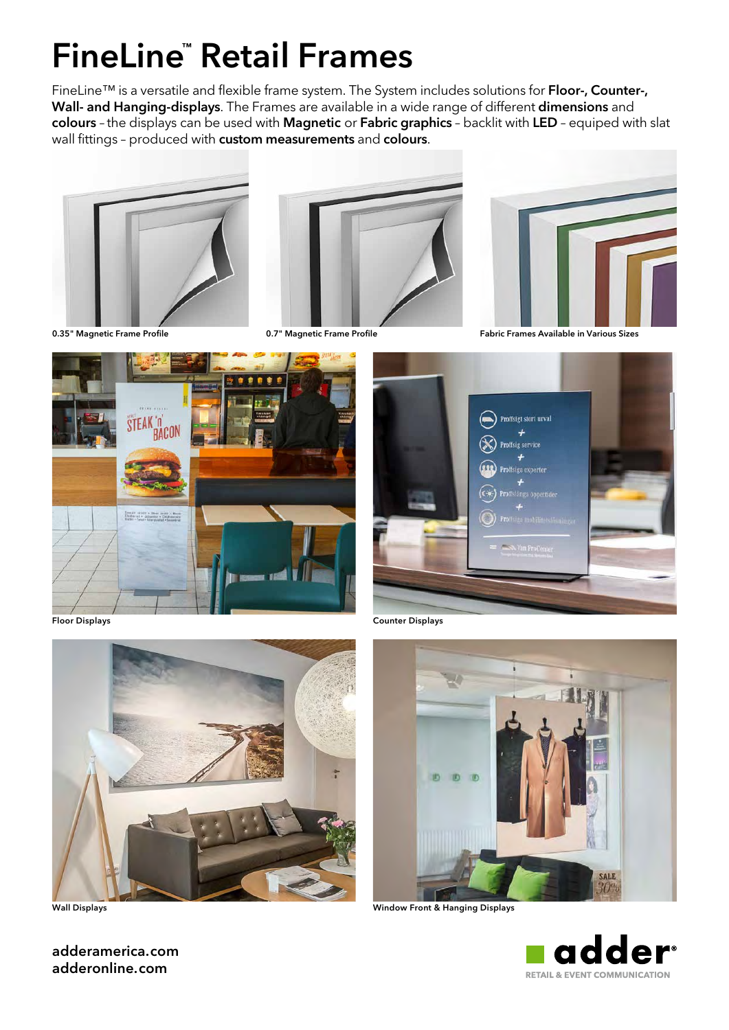# FineLine™ Retail Frames

FineLine™ is a versatile and flexible frame system. The System includes solutions for **Floor-, Counter-, Wall- and Hanging-displays**. The Frames are available in a wide range of different **dimensions** and **colours** – the displays can be used with **Magnetic** or **Fabric graphics** – backlit with **LED** – equiped with slat wall fittings – produced with **custom measurements** and **colours**.

0.35" Magnetic Frame Profile

0.7" Magnetic Frame Profile

Fabric Frames Available in Various Sizes

Floor Displays

Counter Displays

Wall Displays

Window Front & Hanging Displays

adderamerica.com
adderonline.com

adder
RETAIL & EVENT COMMUNICATION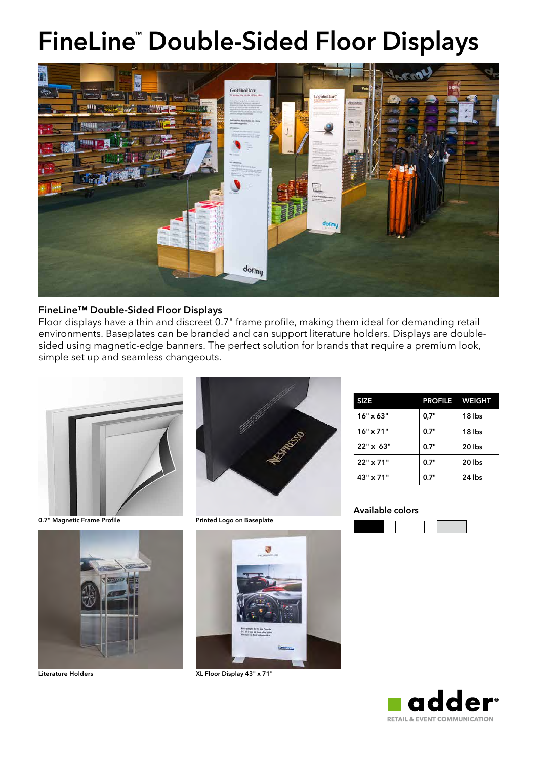# FineLine™ Double-Sided Floor Displays

**FineLine™ Double-Sided Floor Displays**

Floor displays have a thin and discreet 0.7" frame profile, making them ideal for demanding retail environments. Baseplates can be branded and can support literature holders. Displays are double-sided using magnetic-edge banners. The perfect solution for brands that require a premium look, simple set up and seamless changeouts.

0.7" Magnetic Frame Profile

Printed Logo on Baseplate

| SIZE | PROFILE | WEIGHT |
|---|---|---|
| 16" x 63" | 0,7" | 18 lbs |
| 16" x 71" | 0.7" | 18 lbs |
| 22" x 63" | 0.7" | 20 lbs |
| 22" x 71" | 0.7" | 20 lbs |
| 43" x 71" | 0.7" | 24 lbs |

Available colors

Literature Holders

XL Floor Display 43" x 71"

adder® RETAIL & EVENT COMMUNICATION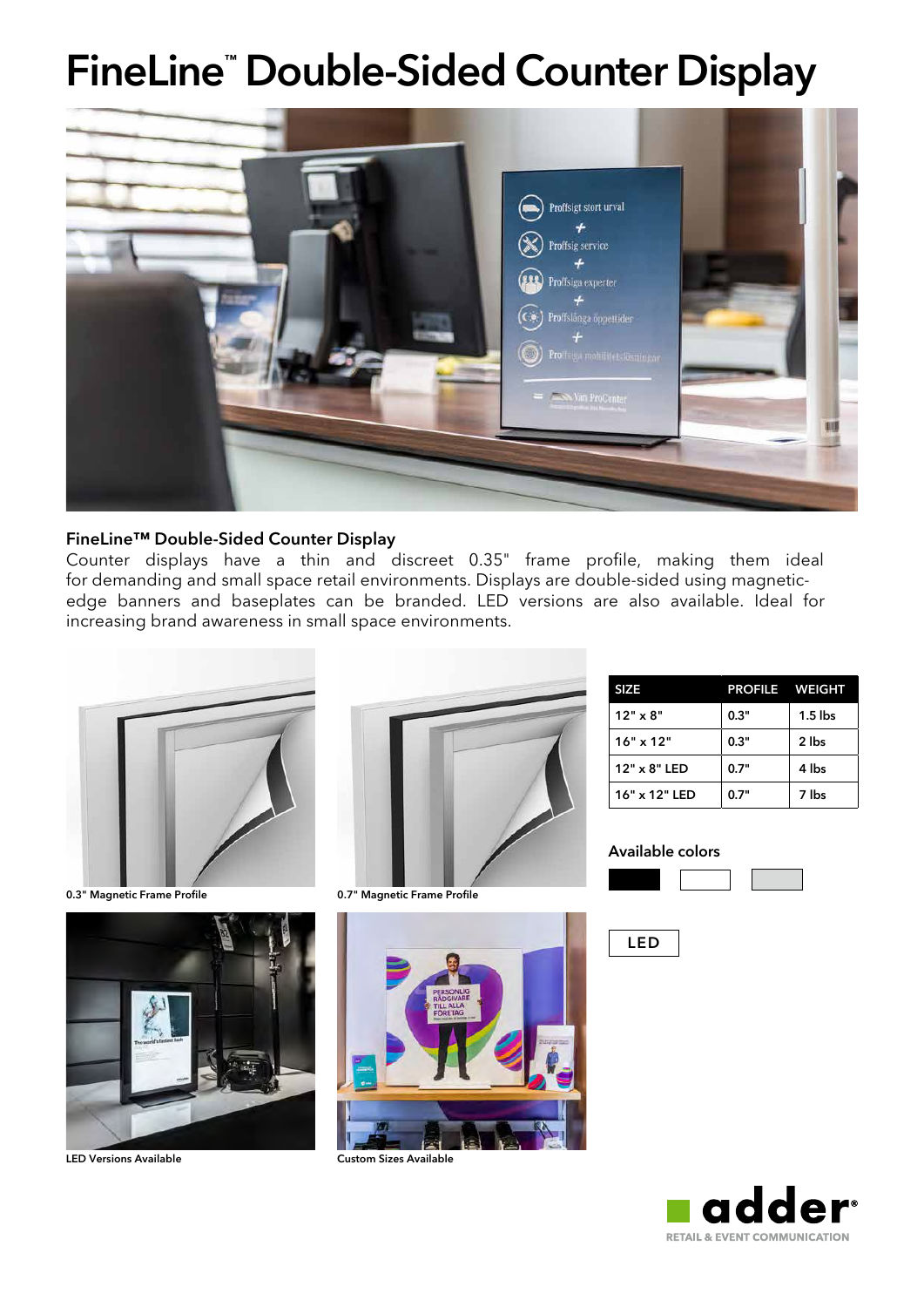# FineLine™ Double-Sided Counter Display

**FineLine™ Double-Sided Counter Display**

Counter displays have a thin and discreet 0.35" frame profile, making them ideal for demanding and small space retail environments. Displays are double-sided using magnetic-edge banners and baseplates can be branded. LED versions are also available. Ideal for increasing brand awareness in small space environments.

0.3" Magnetic Frame Profile

0.7" Magnetic Frame Profile

| SIZE | PROFILE | WEIGHT |
|---|---|---|
| 12" x 8" | 0.3" | 1.5 lbs |
| 16" x 12" | 0.3" | 2 lbs |
| 12" x 8" LED | 0.7" | 4 lbs |
| 16" x 12" LED | 0.7" | 7 lbs |

Available colors

LED

LED Versions Available

Custom Sizes Available

adder® RETAIL & EVENT COMMUNICATION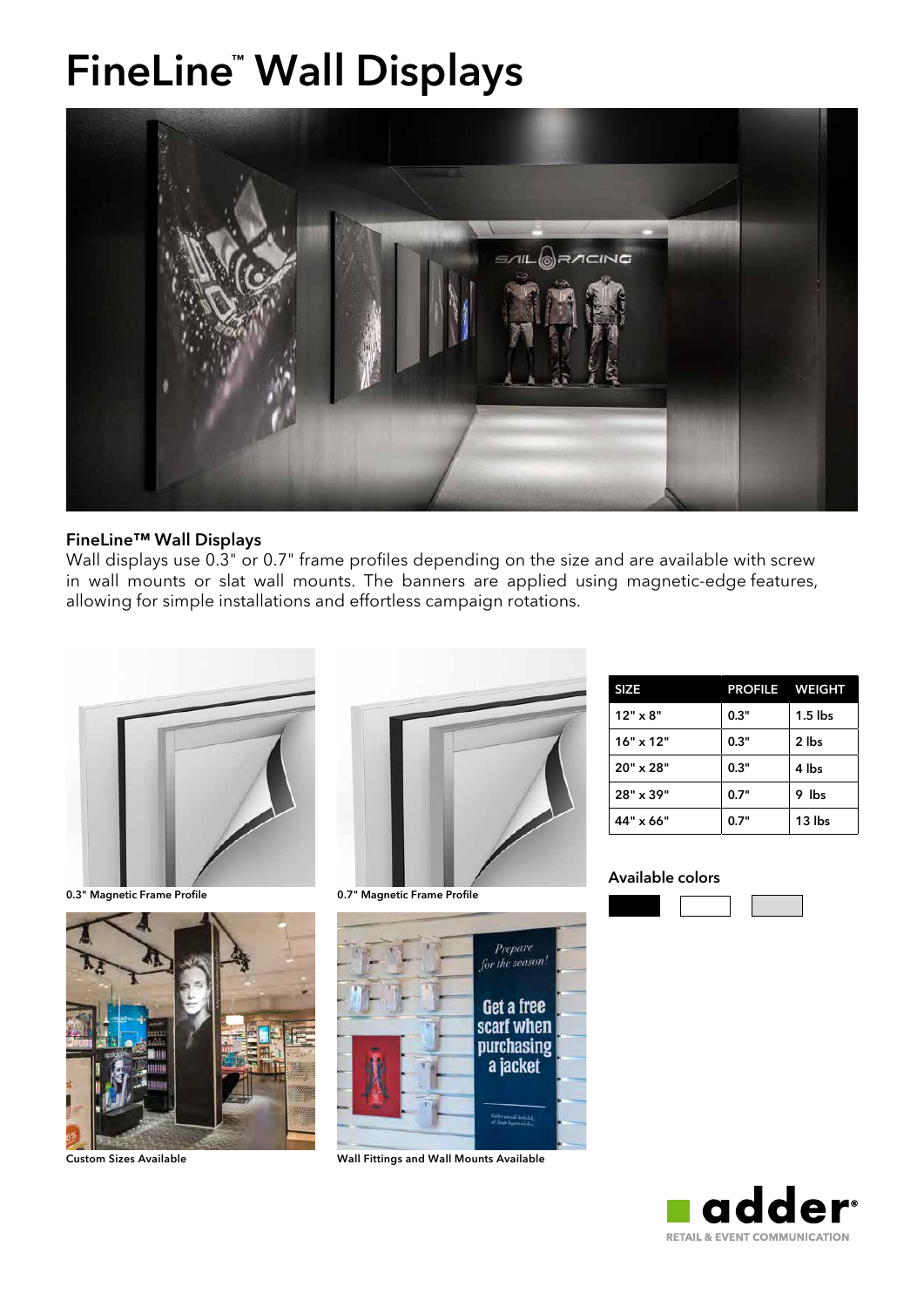# FineLine™ Wall Displays

### FineLine™ Wall Displays

Wall displays use 0.3" or 0.7" frame profiles depending on the size and are available with screw in wall mounts or slat wall mounts. The banners are applied using magnetic-edge features, allowing for simple installations and effortless campaign rotations.

0.3" Magnetic Frame Profile

0.7" Magnetic Frame Profile

| SIZE | PROFILE | WEIGHT |
|---|---|---|
| 12" x 8" | 0.3" | 1.5 lbs |
| 16" x 12" | 0.3" | 2 lbs |
| 20" x 28" | 0.3" | 4 lbs |
| 28" x 39" | 0.7" | 9 lbs |
| 44" x 66" | 0.7" | 13 lbs |

Available colors

Custom Sizes Available

Wall Fittings and Wall Mounts Available

adder®
RETAIL & EVENT COMMUNICATION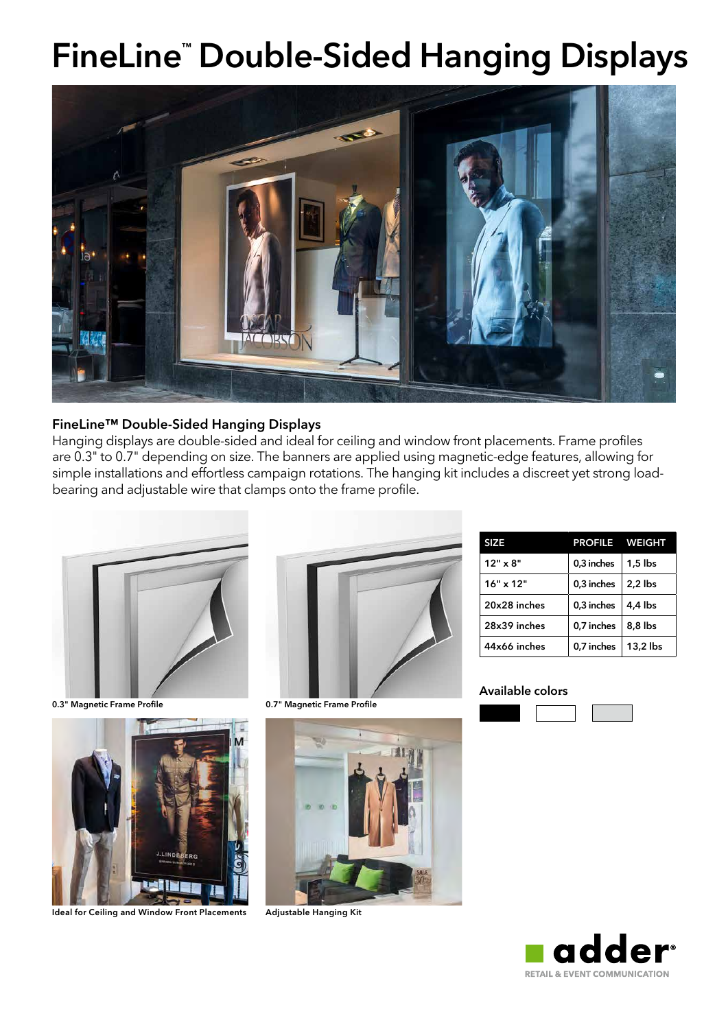# FineLine™ Double-Sided Hanging Displays

## FineLine™ Double-Sided Hanging Displays

Hanging displays are double-sided and ideal for ceiling and window front placements. Frame profiles are 0.3" to 0.7" depending on size. The banners are applied using magnetic-edge features, allowing for simple installations and effortless campaign rotations. The hanging kit includes a discreet yet strong load-bearing and adjustable wire that clamps onto the frame profile.

0.3" Magnetic Frame Profile

0.7" Magnetic Frame Profile

| SIZE | PROFILE | WEIGHT |
|---|---|---|
| 12" x 8" | 0,3 inches | 1,5 lbs |
| 16" x 12" | 0,3 inches | 2,2 lbs |
| 20x28 inches | 0,3 inches | 4,4 lbs |
| 28x39 inches | 0,7 inches | 8,8 lbs |
| 44x66 inches | 0,7 inches | 13,2 lbs |

Available colors

Ideal for Ceiling and Window Front Placements

Adjustable Hanging Kit

adder
RETAIL & EVENT COMMUNICATION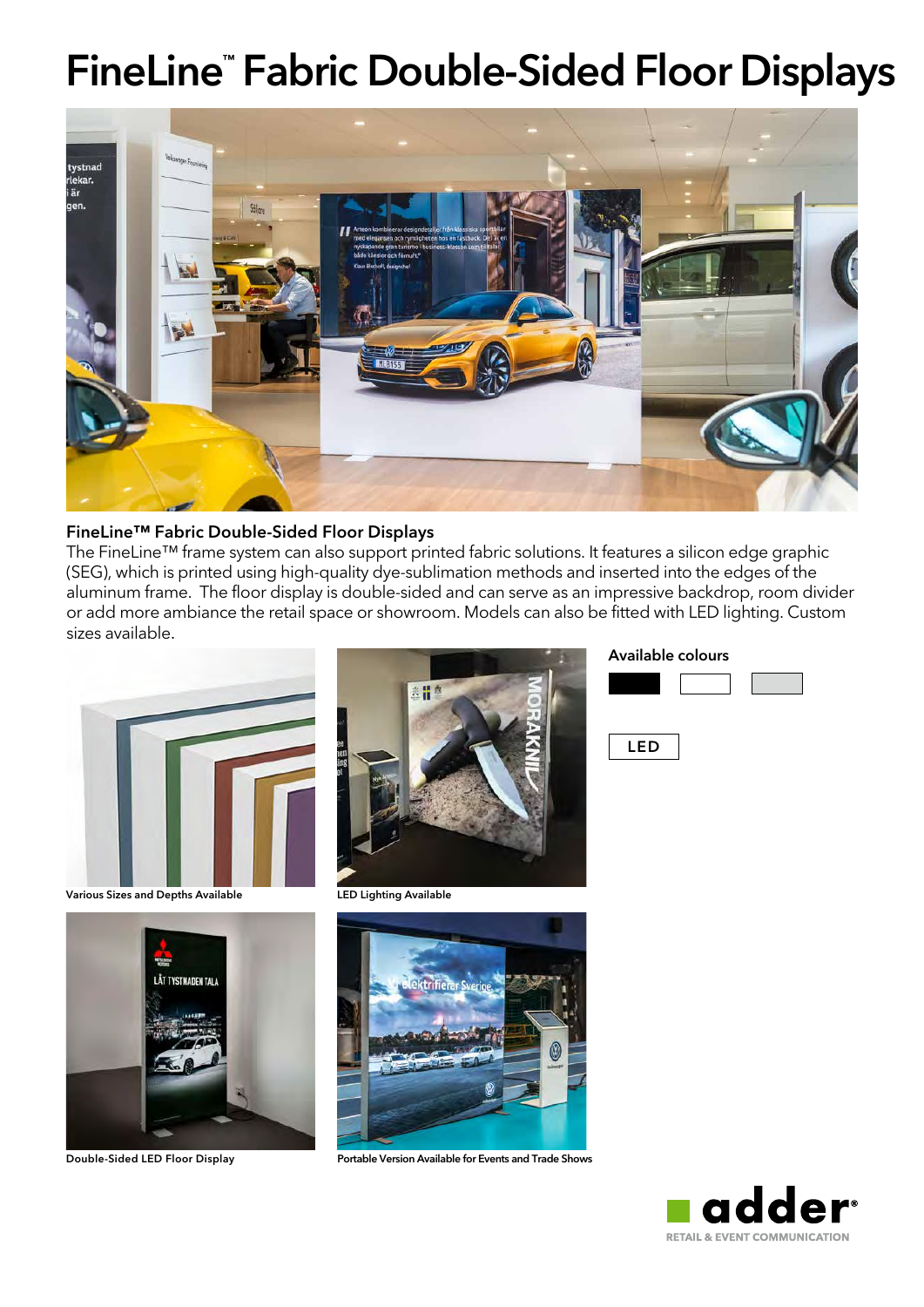# FineLine™ Fabric Double-Sided Floor Displays

**FineLine™ Fabric Double-Sided Floor Displays**

The FineLine™ frame system can also support printed fabric solutions. It features a silicon edge graphic (SEG), which is printed using high-quality dye-sublimation methods and inserted into the edges of the aluminum frame. The floor display is double-sided and can serve as an impressive backdrop, room divider or add more ambiance the retail space or showroom. Models can also be fitted with LED lighting. Custom sizes available.

Various Sizes and Depths Available

LED Lighting Available

Available colours

LED

Double-Sided LED Floor Display

Portable Version Available for Events and Trade Shows

adder®
RETAIL & EVENT COMMUNICATION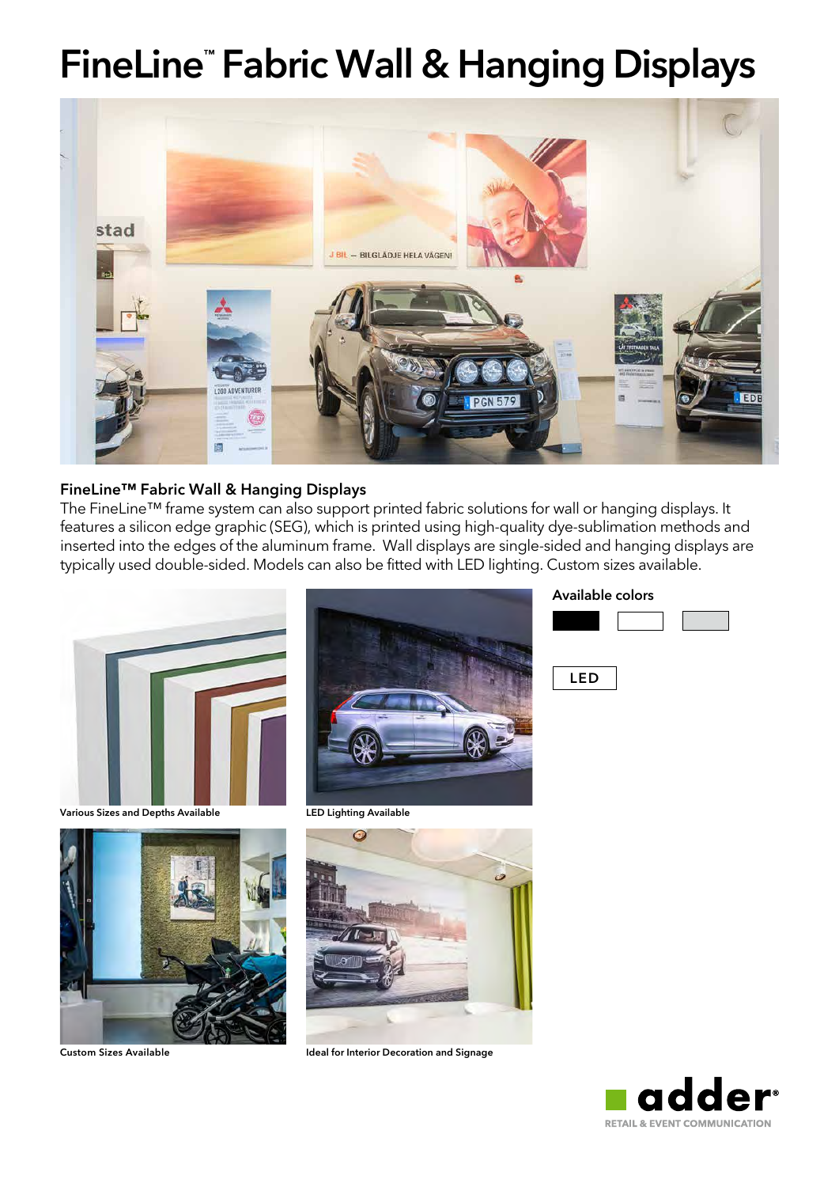# FineLine™ Fabric Wall & Hanging Displays

### FineLine™ Fabric Wall & Hanging Displays

The FineLine™ frame system can also support printed fabric solutions for wall or hanging displays. It features a silicon edge graphic (SEG), which is printed using high-quality dye-sublimation methods and inserted into the edges of the aluminum frame.  Wall displays are single-sided and hanging displays are typically used double-sided. Models can also be fitted with LED lighting. Custom sizes available.

Various Sizes and Depths Available

LED Lighting Available

Custom Sizes Available

Ideal for Interior Decoration and Signage

**Available colors**

LED

adder® RETAIL & EVENT COMMUNICATION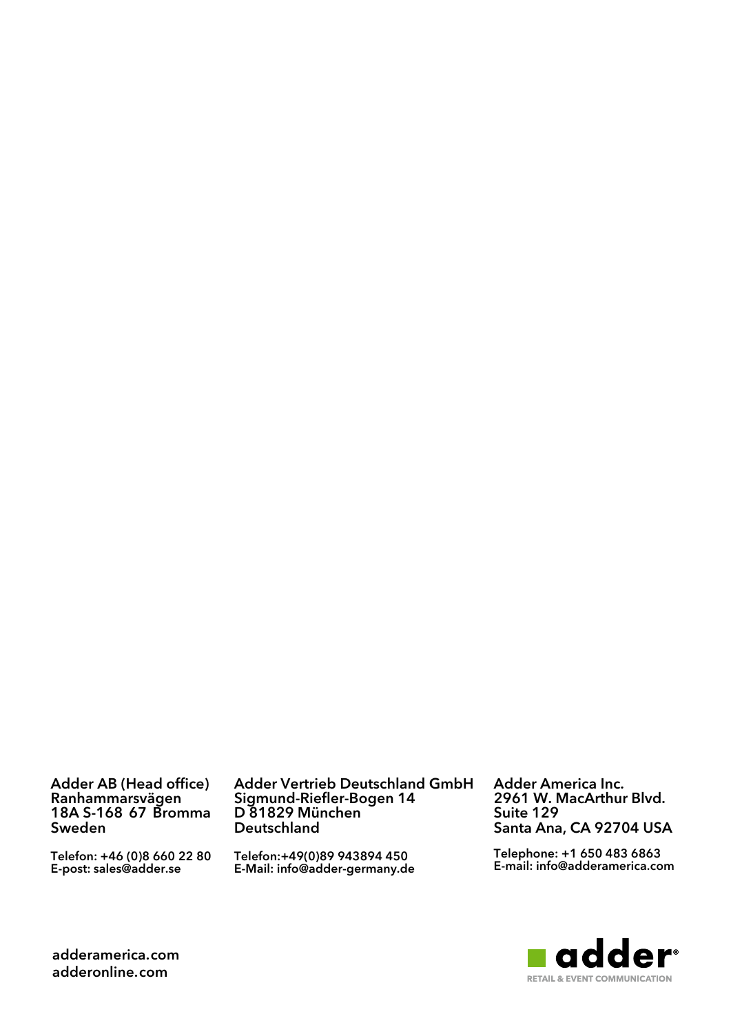**Adder AB (Head office)**
Ranhammarsvägen
18A S-168 67 Bromma
Sweden

Telefon: +46 (0)8 660 22 80
E-post: sales@adder.se

**Adder Vertrieb Deutschland GmbH**
Sigmund-Riefler-Bogen 14
D 81829 München
Deutschland

Telefon:+49(0)89 943894 450
E-Mail: info@adder-germany.de

**Adder America Inc.**
2961 W. MacArthur Blvd.
Suite 129
Santa Ana, CA 92704 USA

Telephone: +1 650 483 6863
E-mail: info@adderamerica.com

adderamerica.com
adderonline.com

adder
RETAIL & EVENT COMMUNICATION